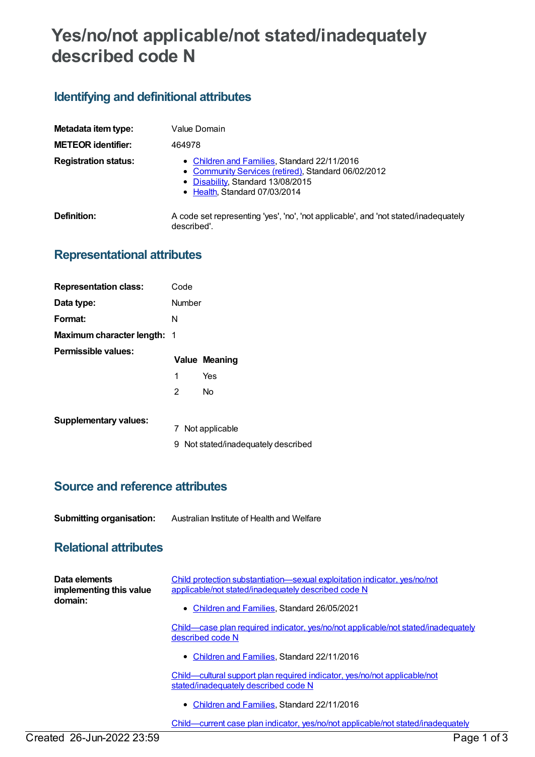# Yes/no/not applicable/not stated/inadequately described code N

## Identifying and definitional attributes

| | |
|---|---|
| **Metadata item type:** | Value Domain |
| **METEOR identifier:** | 464978 |
| **Registration status:** | • Children and Families, Standard 22/11/2016<br>• Community Services (retired), Standard 06/02/2012<br>• Disability, Standard 13/08/2015<br>• Health, Standard 07/03/2014 |
| **Definition:** | A code set representing 'yes', 'no', 'not applicable', and 'not stated/inadequately described'. |

## Representational attributes

| | |
|---|---|
| **Representation class:** | Code |
| **Data type:** | Number |
| **Format:** | N |
| **Maximum character length:** | 1 |

**Permissible values:**

| Value | Meaning |
|---|---|
| 1 | Yes |
| 2 | No |

**Supplementary values:**

| Value | Meaning |
|---|---|
| 7 | Not applicable |
| 9 | Not stated/inadequately described |

## Source and reference attributes

| | |
|---|---|
| **Submitting organisation:** | Australian Institute of Health and Welfare |

## Relational attributes

**Data elements implementing this value domain:**

Child protection substantiation—sexual exploitation indicator, yes/no/not applicable/not stated/inadequately described code N

- Children and Families, Standard 26/05/2021

Child—case plan required indicator, yes/no/not applicable/not stated/inadequately described code N

- Children and Families, Standard 22/11/2016

Child—cultural support plan required indicator, yes/no/not applicable/not stated/inadequately described code N

- Children and Families, Standard 22/11/2016

Child—current case plan indicator, yes/no/not applicable/not stated/inadequately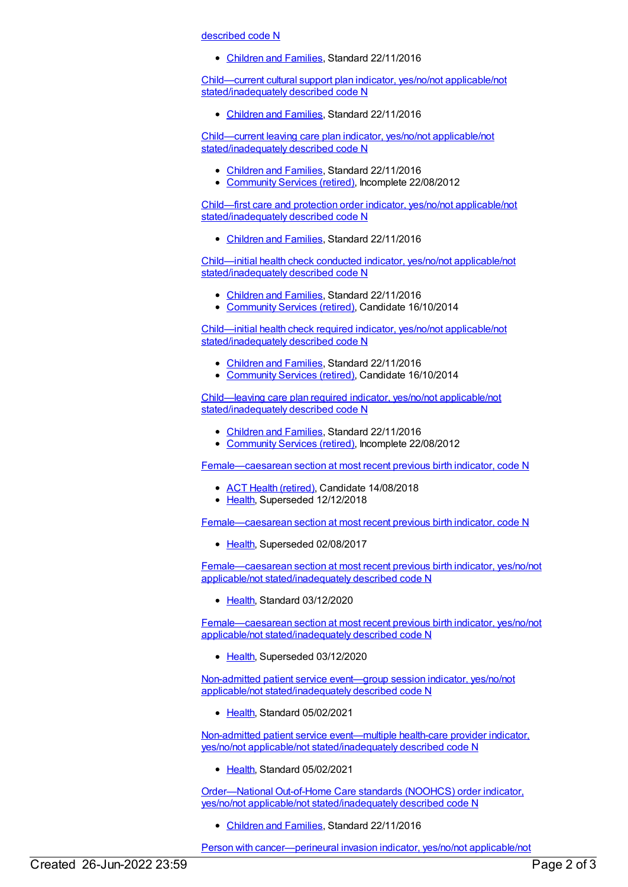described code N

- Children and Families, Standard 22/11/2016

Child—current cultural support plan indicator, yes/no/not applicable/not stated/inadequately described code N

- Children and Families, Standard 22/11/2016

Child—current leaving care plan indicator, yes/no/not applicable/not stated/inadequately described code N

- Children and Families, Standard 22/11/2016
- Community Services (retired), Incomplete 22/08/2012

Child—first care and protection order indicator, yes/no/not applicable/not stated/inadequately described code N

- Children and Families, Standard 22/11/2016

Child—initial health check conducted indicator, yes/no/not applicable/not stated/inadequately described code N

- Children and Families, Standard 22/11/2016
- Community Services (retired), Candidate 16/10/2014

Child—initial health check required indicator, yes/no/not applicable/not stated/inadequately described code N

- Children and Families, Standard 22/11/2016
- Community Services (retired), Candidate 16/10/2014

Child—leaving care plan required indicator, yes/no/not applicable/not stated/inadequately described code N

- Children and Families, Standard 22/11/2016
- Community Services (retired), Incomplete 22/08/2012

Female—caesarean section at most recent previous birth indicator, code N

- ACT Health (retired), Candidate 14/08/2018
- Health, Superseded 12/12/2018

Female—caesarean section at most recent previous birth indicator, code N

- Health, Superseded 02/08/2017

Female—caesarean section at most recent previous birth indicator, yes/no/not applicable/not stated/inadequately described code N

- Health, Standard 03/12/2020

Female—caesarean section at most recent previous birth indicator, yes/no/not applicable/not stated/inadequately described code N

- Health, Superseded 03/12/2020

Non-admitted patient service event—group session indicator, yes/no/not applicable/not stated/inadequately described code N

- Health, Standard 05/02/2021

Non-admitted patient service event—multiple health-care provider indicator, yes/no/not applicable/not stated/inadequately described code N

- Health, Standard 05/02/2021

Order—National Out-of-Home Care standards (NOOHCS) order indicator, yes/no/not applicable/not stated/inadequately described code N

- Children and Families, Standard 22/11/2016

Person with cancer—perineural invasion indicator, yes/no/not applicable/not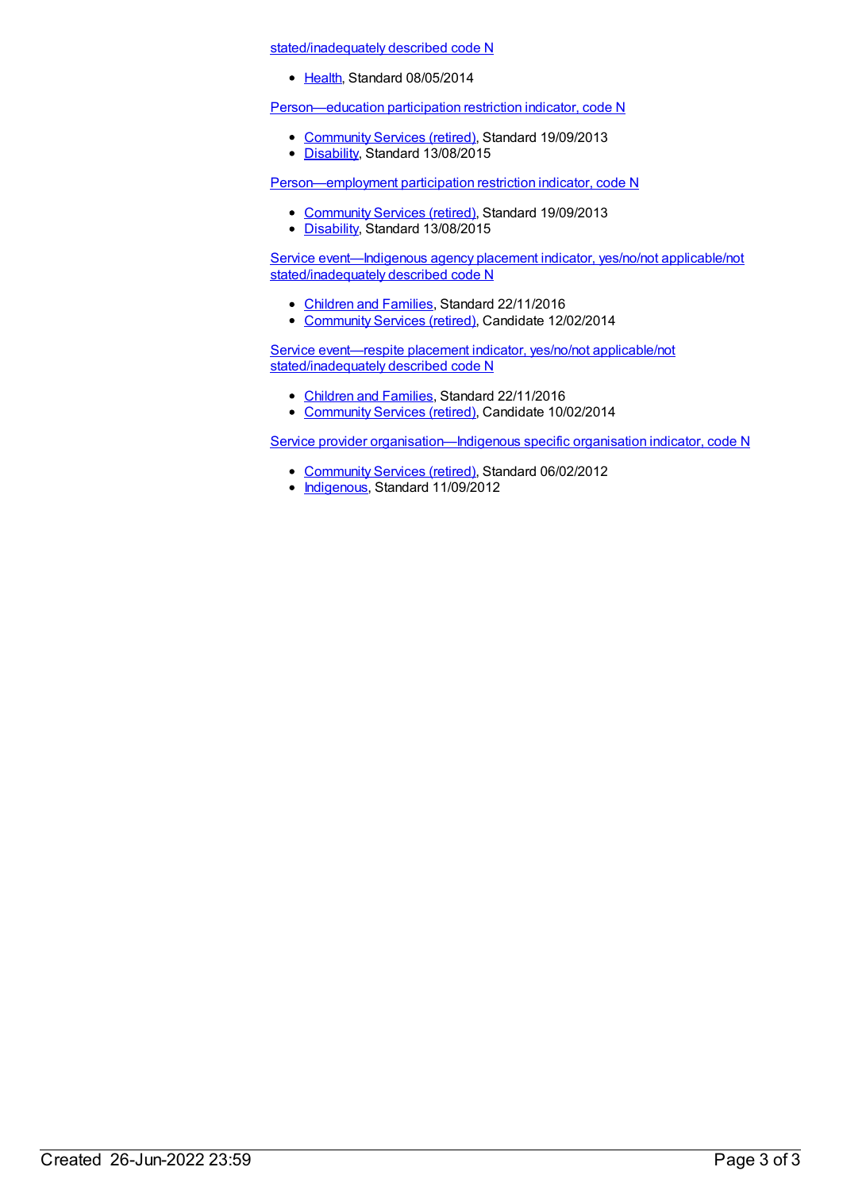stated/inadequately described code N

- Health, Standard 08/05/2014

Person—education participation restriction indicator, code N

- Community Services (retired), Standard 19/09/2013
- Disability, Standard 13/08/2015

Person—employment participation restriction indicator, code N

- Community Services (retired), Standard 19/09/2013
- Disability, Standard 13/08/2015

Service event—Indigenous agency placement indicator, yes/no/not applicable/not stated/inadequately described code N

- Children and Families, Standard 22/11/2016
- Community Services (retired), Candidate 12/02/2014

Service event—respite placement indicator, yes/no/not applicable/not stated/inadequately described code N

- Children and Families, Standard 22/11/2016
- Community Services (retired), Candidate 10/02/2014

Service provider organisation—Indigenous specific organisation indicator, code N

- Community Services (retired), Standard 06/02/2012
- Indigenous, Standard 11/09/2012